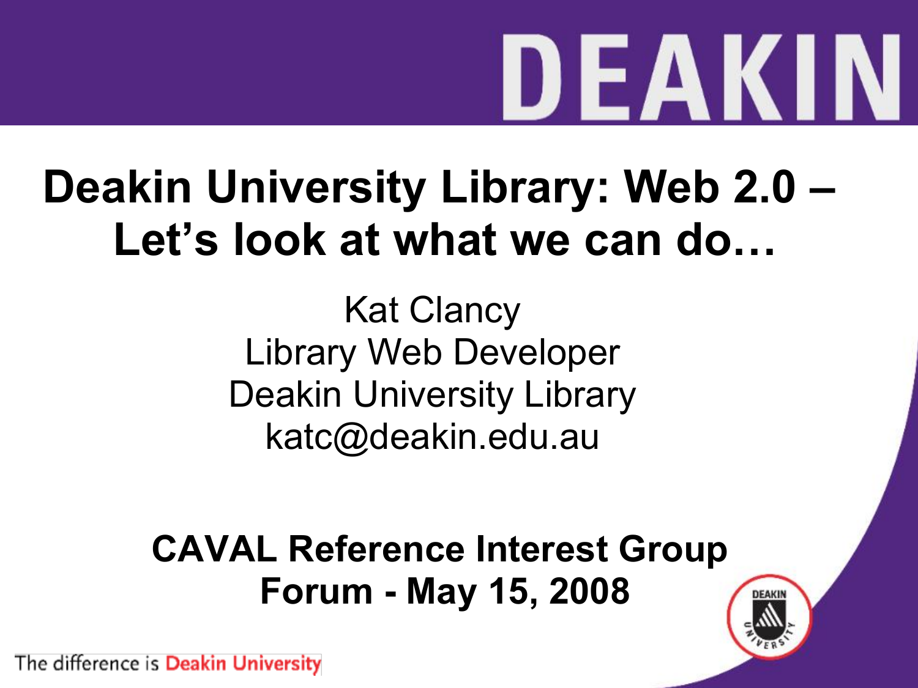# Deakin University Library: Web 2.0 – Let's look at what we can do…

Kat Clancy
Library Web Developer
Deakin University Library
katc@deakin.edu.au

**CAVAL Reference Interest Group Forum - May 15, 2008**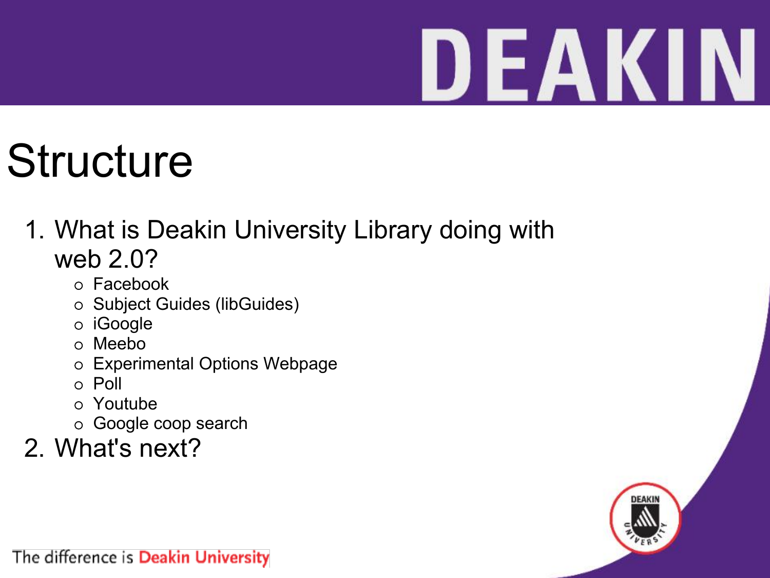# Structure

1. What is Deakin University Library doing with web 2.0?
   - Facebook
   - Subject Guides (libGuides)
   - iGoogle
   - Meebo
   - Experimental Options Webpage
   - Poll
   - Youtube
   - Google coop search
2. What's next?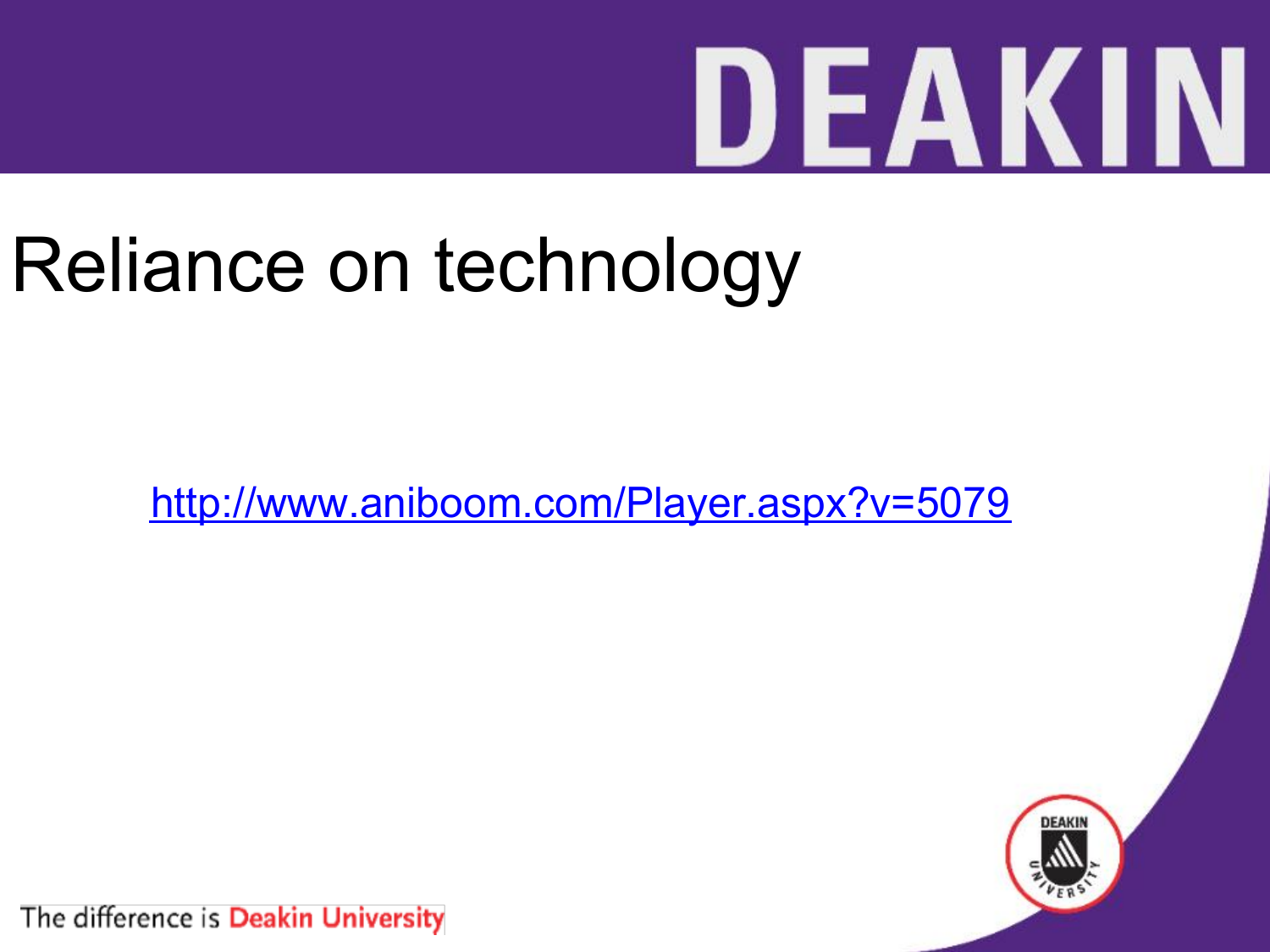# Reliance on technology

http://www.aniboom.com/Player.aspx?v=5079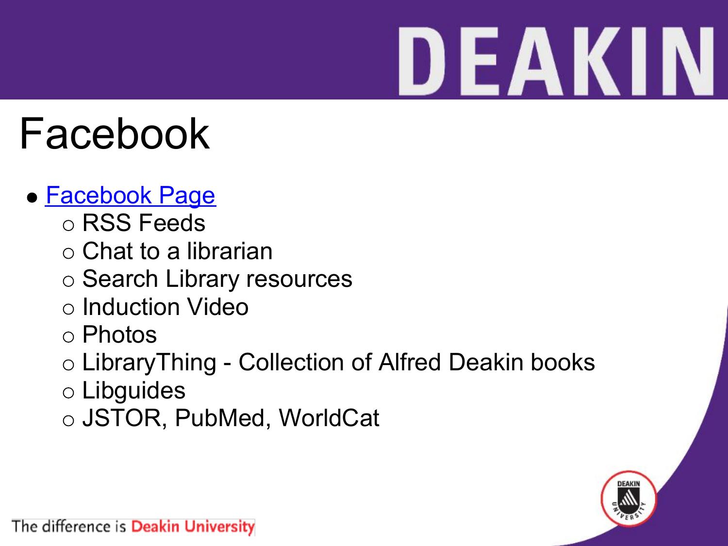# Facebook

- [Facebook Page]()
  - RSS Feeds
  - Chat to a librarian
  - Search Library resources
  - Induction Video
  - Photos
  - LibraryThing - Collection of Alfred Deakin books
  - Libguides
  - JSTOR, PubMed, WorldCat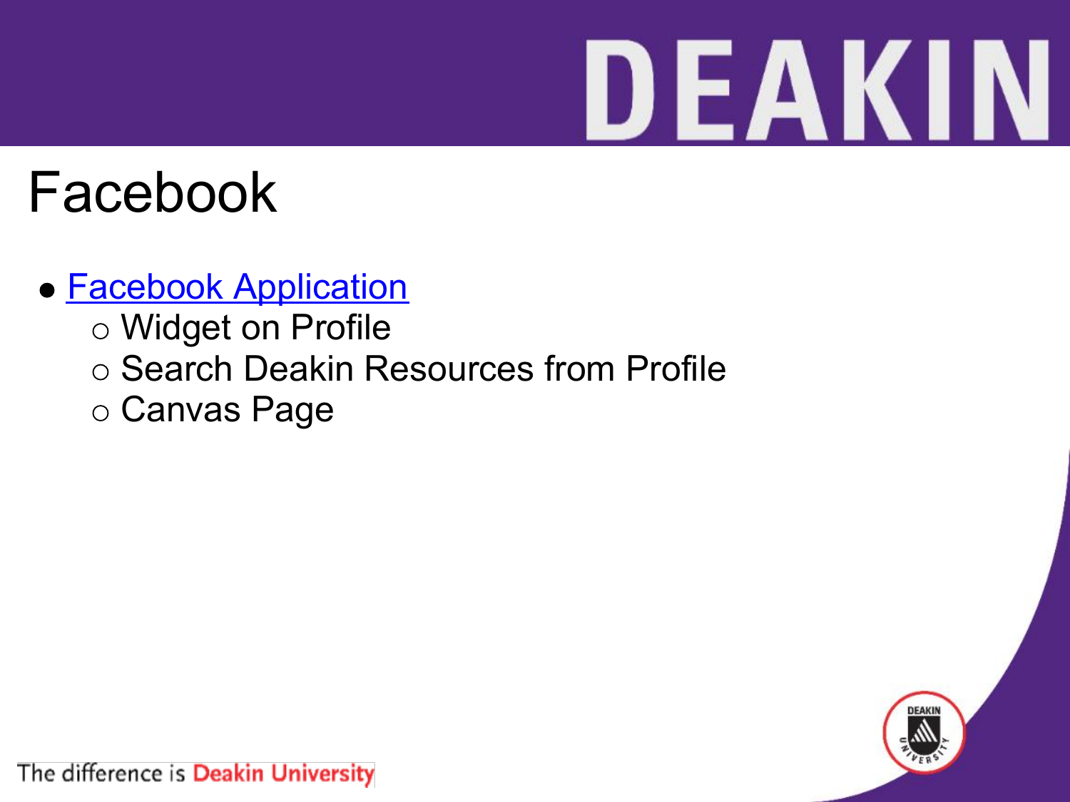# Facebook

- Facebook Application
  - Widget on Profile
  - Search Deakin Resources from Profile
  - Canvas Page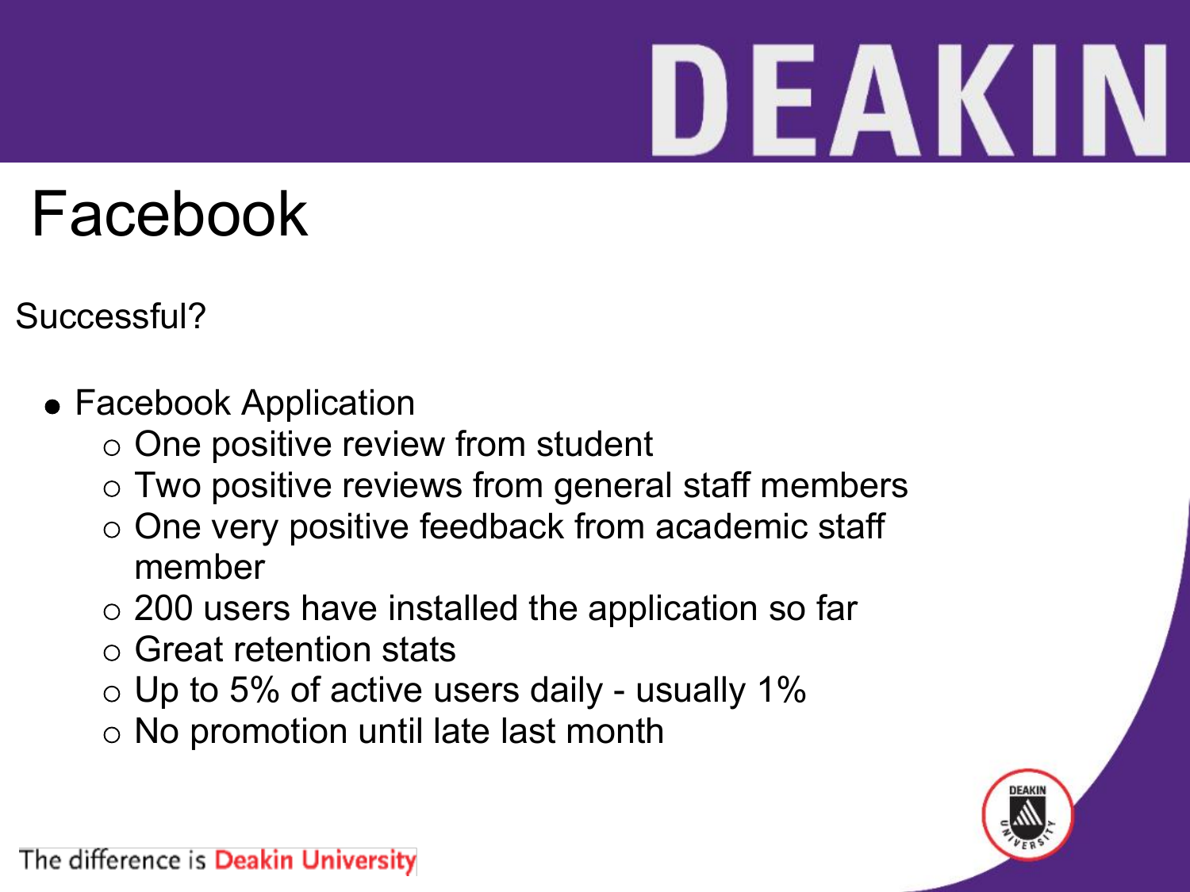# Facebook

Successful?

- Facebook Application
  - One positive review from student
  - Two positive reviews from general staff members
  - One very positive feedback from academic staff member
  - 200 users have installed the application so far
  - Great retention stats
  - Up to 5% of active users daily - usually 1%
  - No promotion until late last month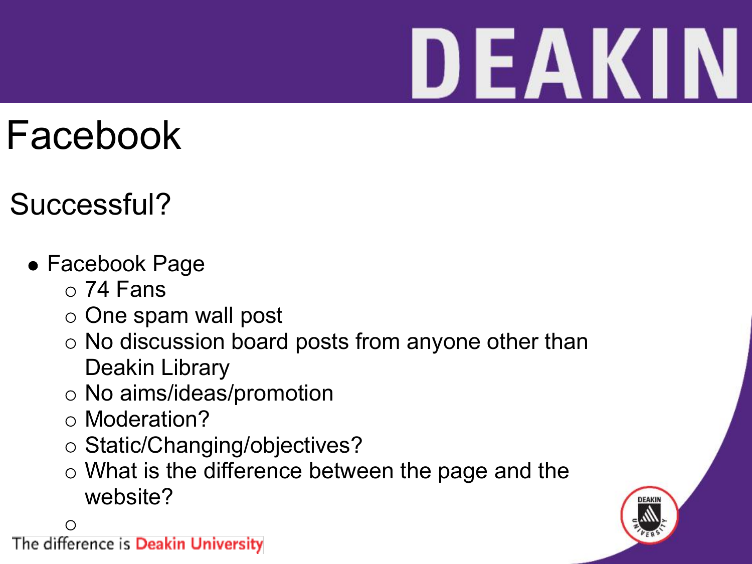# Facebook

## Successful?

- Facebook Page
  - 74 Fans
  - One spam wall post
  - No discussion board posts from anyone other than Deakin Library
  - No aims/ideas/promotion
  - Moderation?
  - Static/Changing/objectives?
  - What is the difference between the page and the website?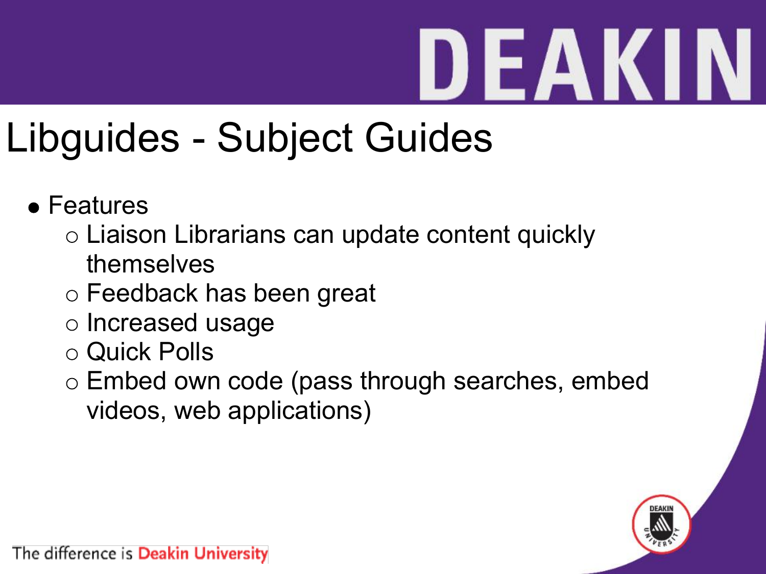# Libguides - Subject Guides

- Features
  - Liaison Librarians can update content quickly themselves
  - Feedback has been great
  - Increased usage
  - Quick Polls
  - Embed own code (pass through searches, embed videos, web applications)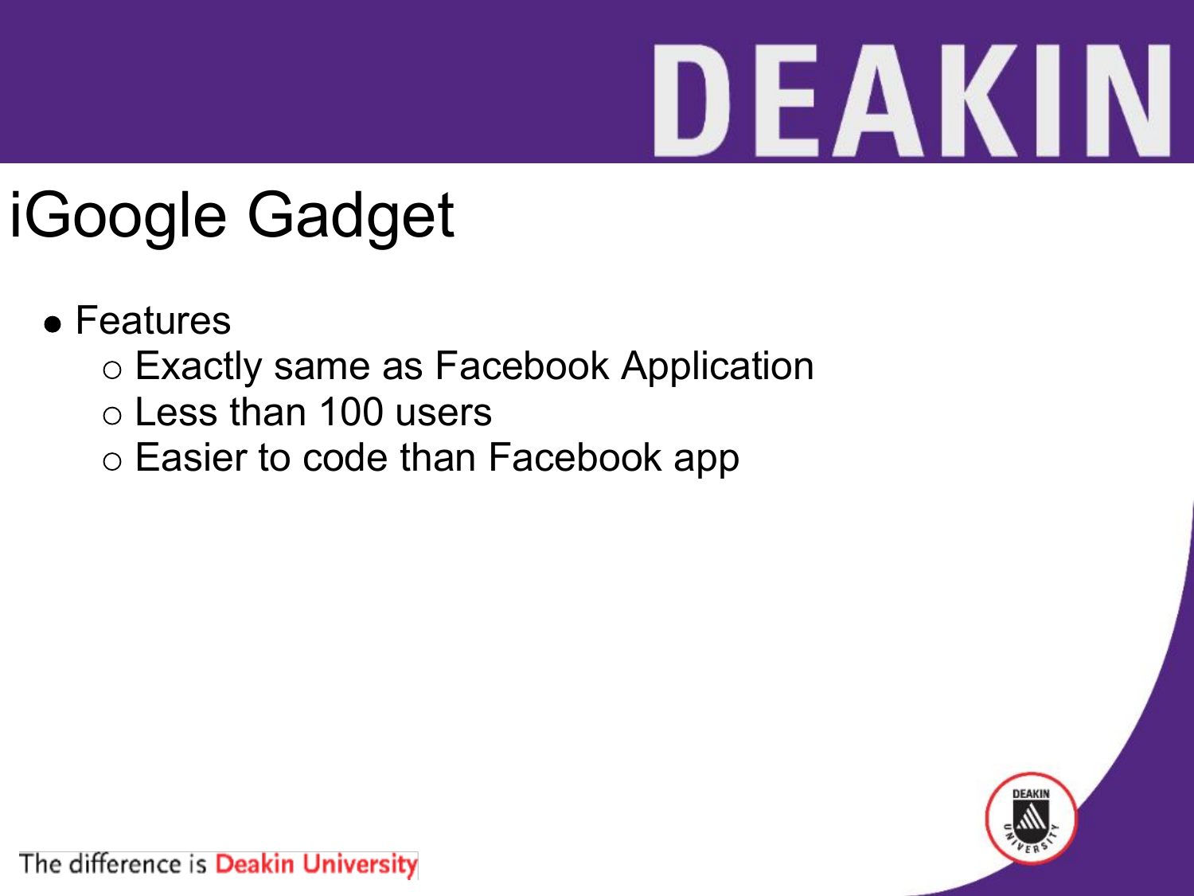# iGoogle Gadget

- Features
  - Exactly same as Facebook Application
  - Less than 100 users
  - Easier to code than Facebook app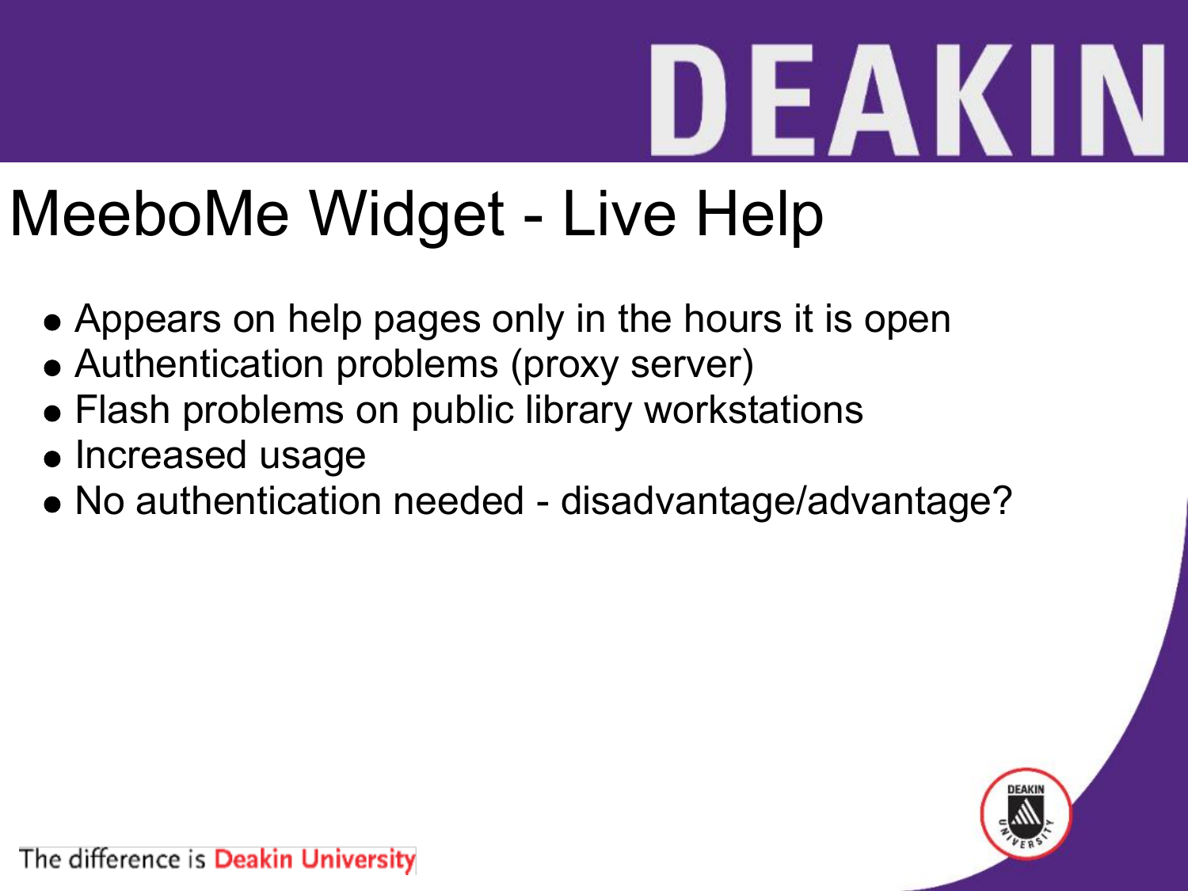# MeeboMe Widget - Live Help

- Appears on help pages only in the hours it is open
- Authentication problems (proxy server)
- Flash problems on public library workstations
- Increased usage
- No authentication needed - disadvantage/advantage?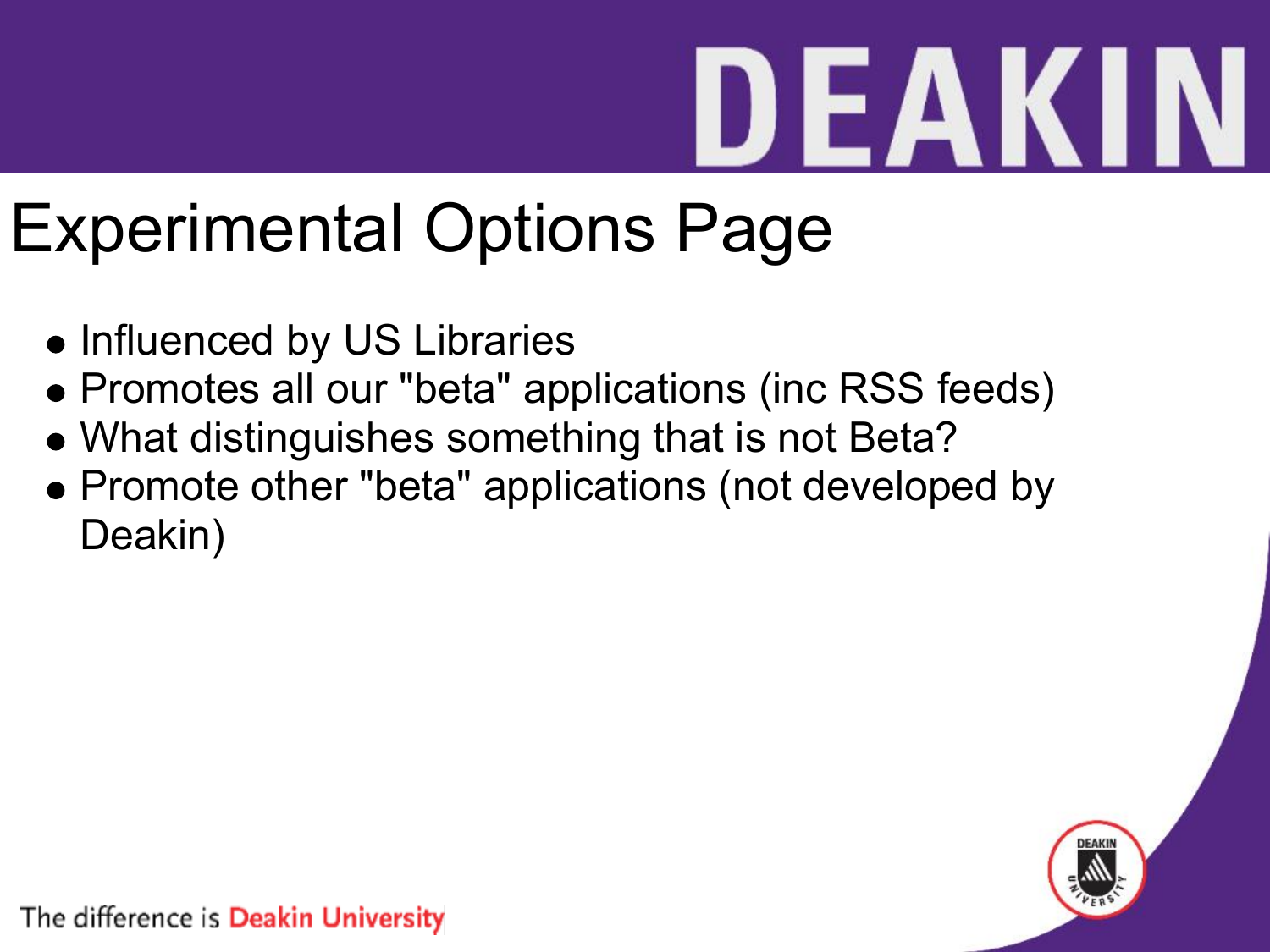# Experimental Options Page

- Influenced by US Libraries
- Promotes all our "beta" applications (inc RSS feeds)
- What distinguishes something that is not Beta?
- Promote other "beta" applications (not developed by Deakin)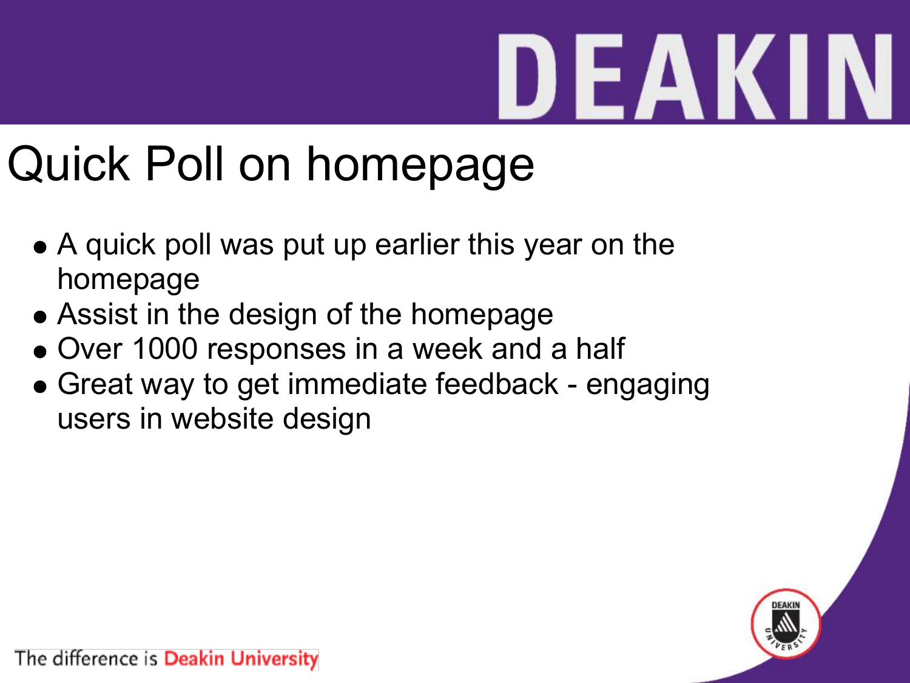# Quick Poll on homepage

- A quick poll was put up earlier this year on the homepage
- Assist in the design of the homepage
- Over 1000 responses in a week and a half
- Great way to get immediate feedback - engaging users in website design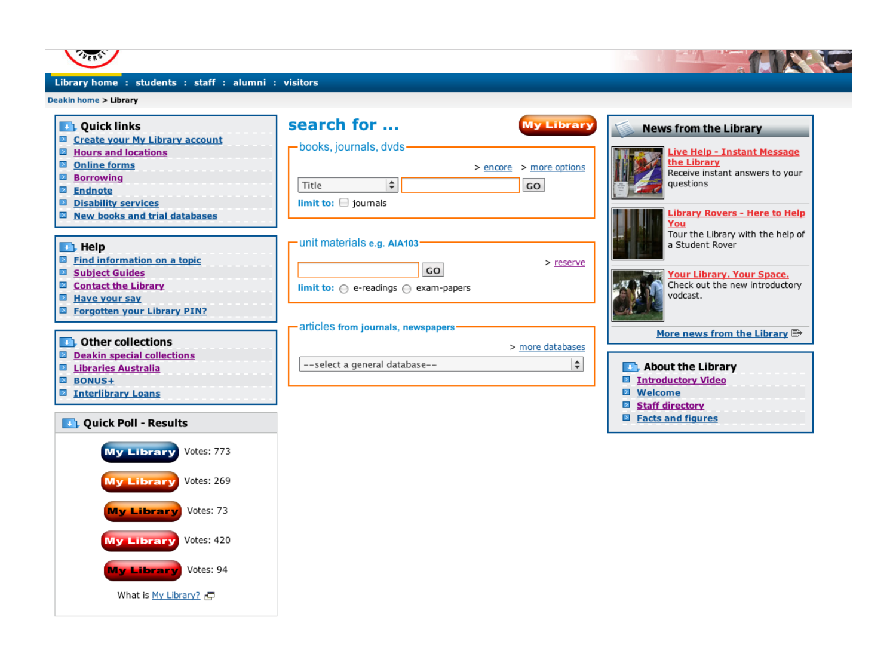Library home : students : staff : alumni : visitors

Deakin home > Library

## Quick links

- Create your My Library account
- Hours and locations
- Online forms
- Borrowing
- Endnote
- Disability services
- New books and trial databases

## Help

- Find information on a topic
- Subject Guides
- Contact the Library
- Have your say
- Forgotten your Library PIN?

## Other collections

- Deakin special collections
- Libraries Australia
- BONUS+
- Interlibrary Loans

## Quick Poll - Results

| | |
|---|---|
| My Library | Votes: 773 |
| My Library | Votes: 269 |
| My Library | Votes: 73 |
| My Library | Votes: 420 |
| My Library | Votes: 94 |

What is My Library?

## search for ...

My Library

### books, journals, dvds

> encore > more options

Title GO

limit to: journals

### unit materials e.g. AIA103

> reserve

GO

limit to: e-readings exam-papers

### articles from journals, newspapers

> more databases

--select a general database--

## News from the Library

**Live Help - Instant Message the Library**
Receive instant answers to your questions

**Library Rovers - Here to Help You**
Tour the Library with the help of a Student Rover

**Your Library. Your Space.**
Check out the new introductory vodcast.

More news from the Library

## About the Library

- Introductory Video
- Welcome
- Staff directory
- Facts and figures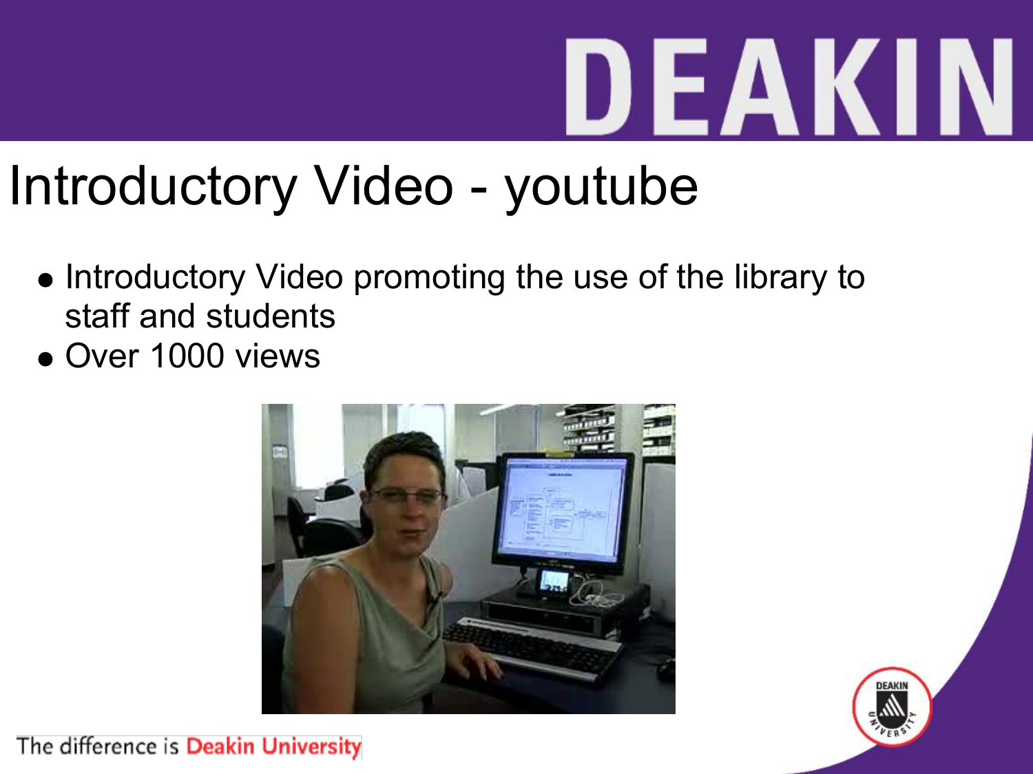# Introductory Video - youtube

- Introductory Video promoting the use of the library to staff and students
- Over 1000 views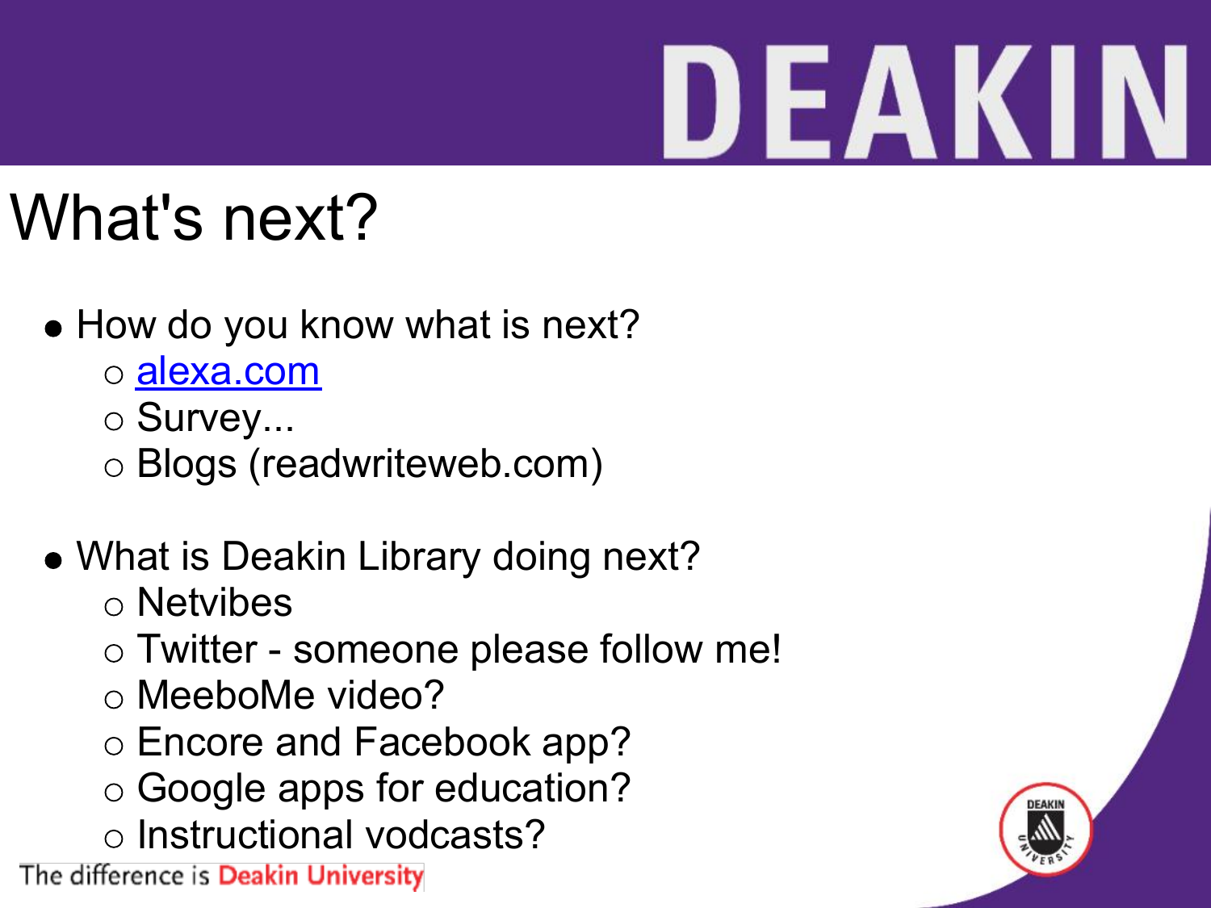# What's next?

- How do you know what is next?
  - [alexa.com](http://alexa.com)
  - Survey...
  - Blogs (readwriteweb.com)

- What is Deakin Library doing next?
  - Netvibes
  - Twitter - someone please follow me!
  - MeeboMe video?
  - Encore and Facebook app?
  - Google apps for education?
  - Instructional vodcasts?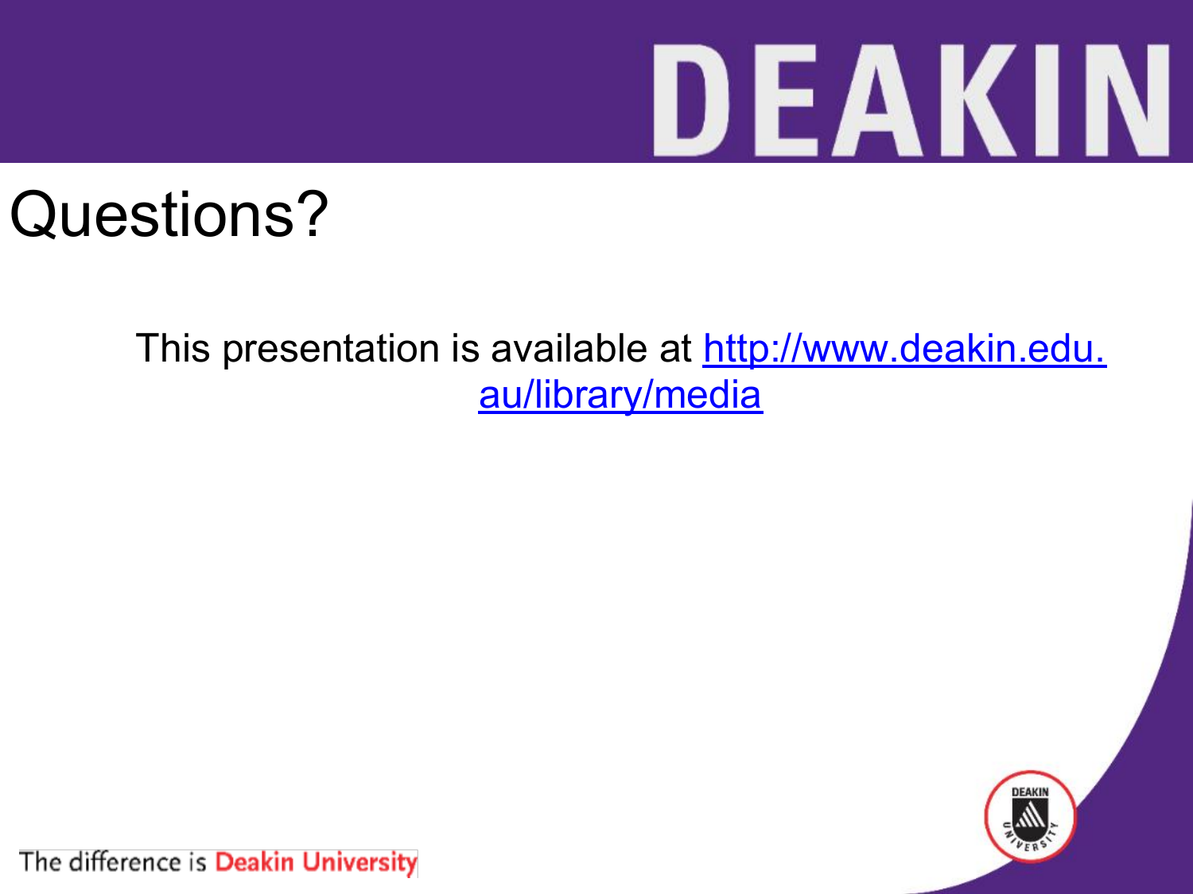# Questions?

This presentation is available at [http://www.deakin.edu.au/library/media](http://www.deakin.edu.au/library/media)